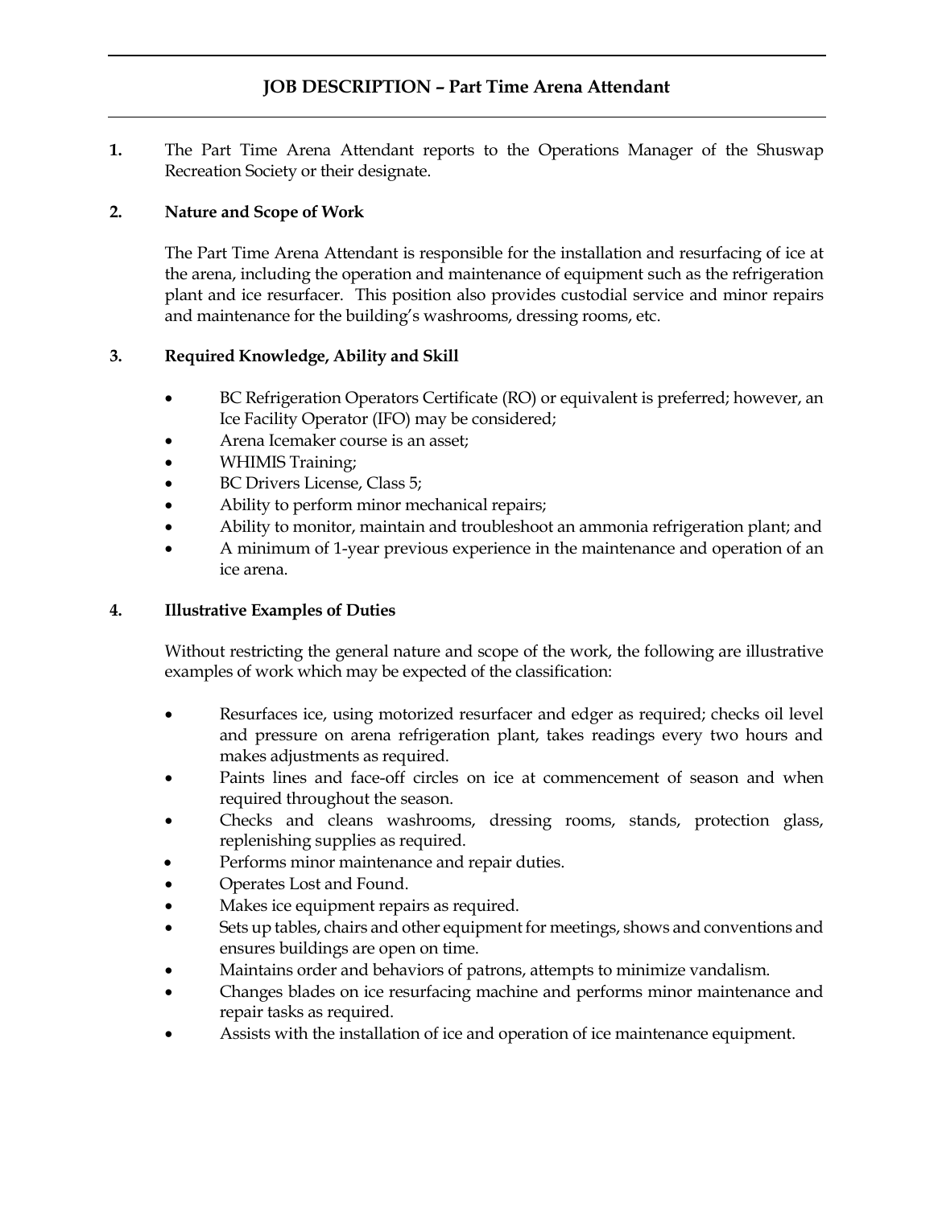# JOB DESCRIPTION – Part Time Arena Attendant

**1.** The Part Time Arena Attendant reports to the Operations Manager of the Shuswap Recreation Society or their designate.

## 2. Nature and Scope of Work

The Part Time Arena Attendant is responsible for the installation and resurfacing of ice at the arena, including the operation and maintenance of equipment such as the refrigeration plant and ice resurfacer. This position also provides custodial service and minor repairs and maintenance for the building's washrooms, dressing rooms, etc.

## 3. Required Knowledge, Ability and Skill

- BC Refrigeration Operators Certificate (RO) or equivalent is preferred; however, an Ice Facility Operator (IFO) may be considered;
- Arena Icemaker course is an asset;
- WHIMIS Training;
- BC Drivers License, Class 5;
- Ability to perform minor mechanical repairs;
- Ability to monitor, maintain and troubleshoot an ammonia refrigeration plant; and
- A minimum of 1-year previous experience in the maintenance and operation of an ice arena.

## 4. Illustrative Examples of Duties

Without restricting the general nature and scope of the work, the following are illustrative examples of work which may be expected of the classification:

- Resurfaces ice, using motorized resurfacer and edger as required; checks oil level and pressure on arena refrigeration plant, takes readings every two hours and makes adjustments as required.
- Paints lines and face-off circles on ice at commencement of season and when required throughout the season.
- Checks and cleans washrooms, dressing rooms, stands, protection glass, replenishing supplies as required.
- Performs minor maintenance and repair duties.
- Operates Lost and Found.
- Makes ice equipment repairs as required.
- Sets up tables, chairs and other equipment for meetings, shows and conventions and ensures buildings are open on time.
- Maintains order and behaviors of patrons, attempts to minimize vandalism.
- Changes blades on ice resurfacing machine and performs minor maintenance and repair tasks as required.
- Assists with the installation of ice and operation of ice maintenance equipment.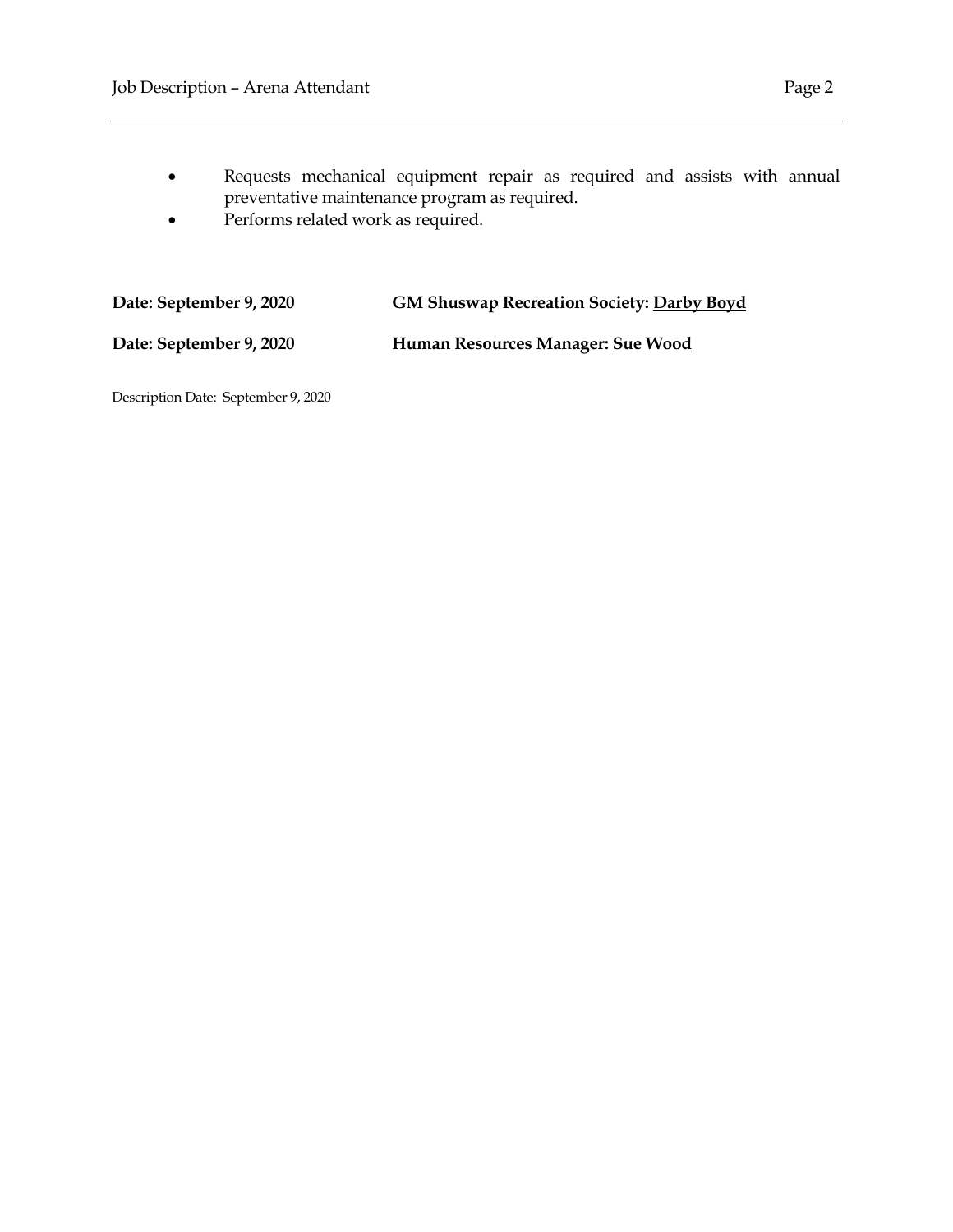- Requests mechanical equipment repair as required and assists with annual preventative maintenance program as required.
- Performs related work as required.

**Date: September 9, 2020** **GM Shuswap Recreation Society: Darby Boyd**

**Date: September 9, 2020** **Human Resources Manager: Sue Wood**

Description Date: September 9, 2020